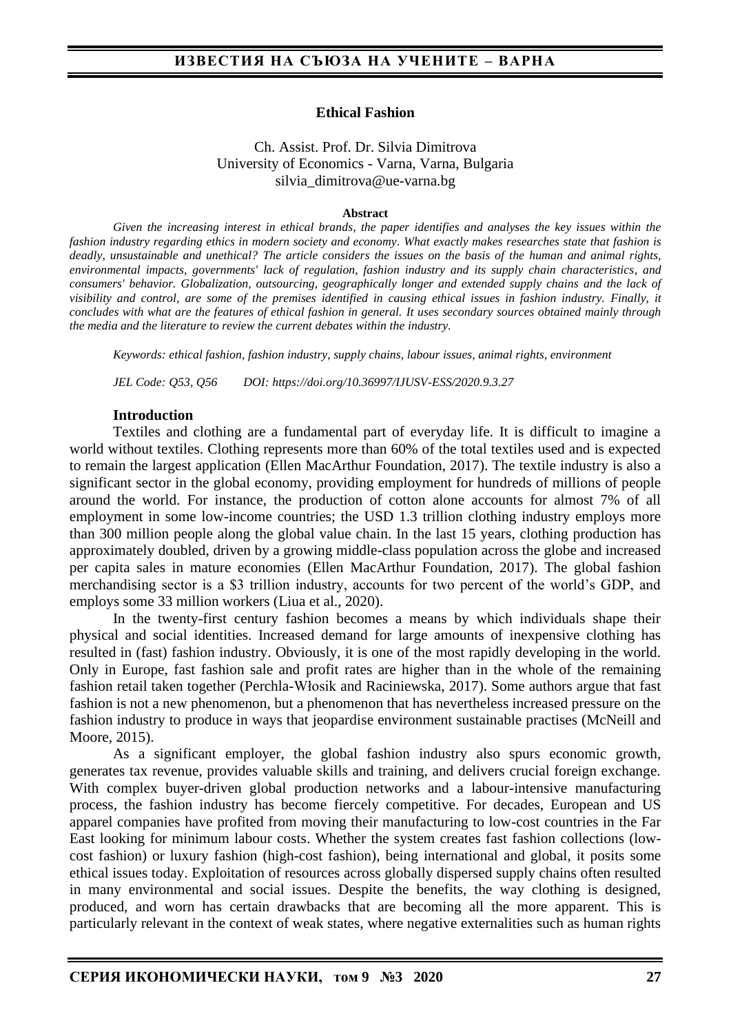# Ethical Fashion

Ch. Assist. Prof. Dr. Silvia Dimitrova
University of Economics - Varna, Varna, Bulgaria
silvia_dimitrova@ue-varna.bg

**Abstract**

*Given the increasing interest in ethical brands, the paper identifies and analyses the key issues within the fashion industry regarding ethics in modern society and economy. What exactly makes researches state that fashion is deadly, unsustainable and unethical? The article considers the issues on the basis of the human and animal rights, environmental impacts, governments' lack of regulation, fashion industry and its supply chain characteristics, and consumers' behavior. Globalization, outsourcing, geographically longer and extended supply chains and the lack of visibility and control, are some of the premises identified in causing ethical issues in fashion industry. Finally, it concludes with what are the features of ethical fashion in general. It uses secondary sources obtained mainly through the media and the literature to review the current debates within the industry.*

*Keywords: ethical fashion, fashion industry, supply chains, labour issues, animal rights, environment*

*JEL Code: Q53, Q56 DOI: https://doi.org/10.36997/IJUSV-ESS/2020.9.3.27*

## Introduction

Textiles and clothing are a fundamental part of everyday life. It is difficult to imagine a world without textiles. Clothing represents more than 60% of the total textiles used and is expected to remain the largest application (Ellen MacArthur Foundation, 2017). The textile industry is also a significant sector in the global economy, providing employment for hundreds of millions of people around the world. For instance, the production of cotton alone accounts for almost 7% of all employment in some low-income countries; the USD 1.3 trillion clothing industry employs more than 300 million people along the global value chain. In the last 15 years, clothing production has approximately doubled, driven by a growing middle-class population across the globe and increased per capita sales in mature economies (Ellen MacArthur Foundation, 2017). The global fashion merchandising sector is a $3 trillion industry, accounts for two percent of the world's GDP, and employs some 33 million workers (Liua et al., 2020).

In the twenty-first century fashion becomes a means by which individuals shape their physical and social identities. Increased demand for large amounts of inexpensive clothing has resulted in (fast) fashion industry. Obviously, it is one of the most rapidly developing in the world. Only in Europe, fast fashion sale and profit rates are higher than in the whole of the remaining fashion retail taken together (Perchla-Włosik and Raciniewska, 2017). Some authors argue that fast fashion is not a new phenomenon, but a phenomenon that has nevertheless increased pressure on the fashion industry to produce in ways that jeopardise environment sustainable practises (McNeill and Moore, 2015).

As a significant employer, the global fashion industry also spurs economic growth, generates tax revenue, provides valuable skills and training, and delivers crucial foreign exchange. With complex buyer-driven global production networks and a labour-intensive manufacturing process, the fashion industry has become fiercely competitive. For decades, European and US apparel companies have profited from moving their manufacturing to low-cost countries in the Far East looking for minimum labour costs. Whether the system creates fast fashion collections (low-cost fashion) or luxury fashion (high-cost fashion), being international and global, it posits some ethical issues today. Exploitation of resources across globally dispersed supply chains often resulted in many environmental and social issues. Despite the benefits, the way clothing is designed, produced, and worn has certain drawbacks that are becoming all the more apparent. This is particularly relevant in the context of weak states, where negative externalities such as human rights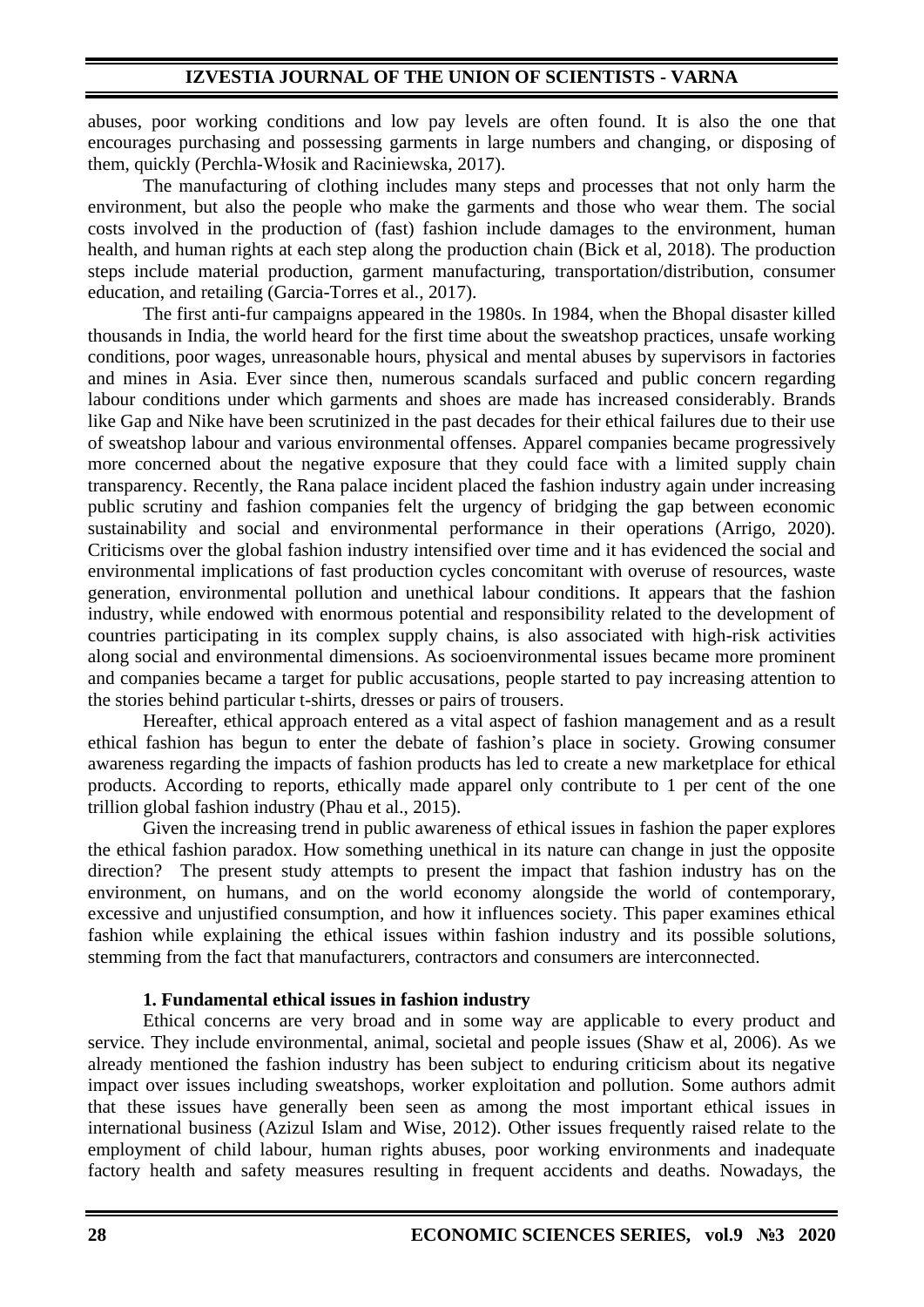abuses, poor working conditions and low pay levels are often found. It is also the one that encourages purchasing and possessing garments in large numbers and changing, or disposing of them, quickly (Perchla-Włosik and Raciniewska, 2017).

The manufacturing of clothing includes many steps and processes that not only harm the environment, but also the people who make the garments and those who wear them. The social costs involved in the production of (fast) fashion include damages to the environment, human health, and human rights at each step along the production chain (Bick et al, 2018). The production steps include material production, garment manufacturing, transportation/distribution, consumer education, and retailing (Garcia-Torres et al., 2017).

The first anti-fur campaigns appeared in the 1980s. In 1984, when the Bhopal disaster killed thousands in India, the world heard for the first time about the sweatshop practices, unsafe working conditions, poor wages, unreasonable hours, physical and mental abuses by supervisors in factories and mines in Asia. Ever since then, numerous scandals surfaced and public concern regarding labour conditions under which garments and shoes are made has increased considerably. Brands like Gap and Nike have been scrutinized in the past decades for their ethical failures due to their use of sweatshop labour and various environmental offenses. Apparel companies became progressively more concerned about the negative exposure that they could face with a limited supply chain transparency. Recently, the Rana palace incident placed the fashion industry again under increasing public scrutiny and fashion companies felt the urgency of bridging the gap between economic sustainability and social and environmental performance in their operations (Arrigo, 2020). Criticisms over the global fashion industry intensified over time and it has evidenced the social and environmental implications of fast production cycles concomitant with overuse of resources, waste generation, environmental pollution and unethical labour conditions. It appears that the fashion industry, while endowed with enormous potential and responsibility related to the development of countries participating in its complex supply chains, is also associated with high-risk activities along social and environmental dimensions. As socioenvironmental issues became more prominent and companies became a target for public accusations, people started to pay increasing attention to the stories behind particular t-shirts, dresses or pairs of trousers.

Hereafter, ethical approach entered as a vital aspect of fashion management and as a result ethical fashion has begun to enter the debate of fashion's place in society. Growing consumer awareness regarding the impacts of fashion products has led to create a new marketplace for ethical products. According to reports, ethically made apparel only contribute to 1 per cent of the one trillion global fashion industry (Phau et al., 2015).

Given the increasing trend in public awareness of ethical issues in fashion the paper explores the ethical fashion paradox. How something unethical in its nature can change in just the opposite direction? The present study attempts to present the impact that fashion industry has on the environment, on humans, and on the world economy alongside the world of contemporary, excessive and unjustified consumption, and how it influences society. This paper examines ethical fashion while explaining the ethical issues within fashion industry and its possible solutions, stemming from the fact that manufacturers, contractors and consumers are interconnected.

## 1. Fundamental ethical issues in fashion industry

Ethical concerns are very broad and in some way are applicable to every product and service. They include environmental, animal, societal and people issues (Shaw et al, 2006). As we already mentioned the fashion industry has been subject to enduring criticism about its negative impact over issues including sweatshops, worker exploitation and pollution. Some authors admit that these issues have generally been seen as among the most important ethical issues in international business (Azizul Islam and Wise, 2012). Other issues frequently raised relate to the employment of child labour, human rights abuses, poor working environments and inadequate factory health and safety measures resulting in frequent accidents and deaths. Nowadays, the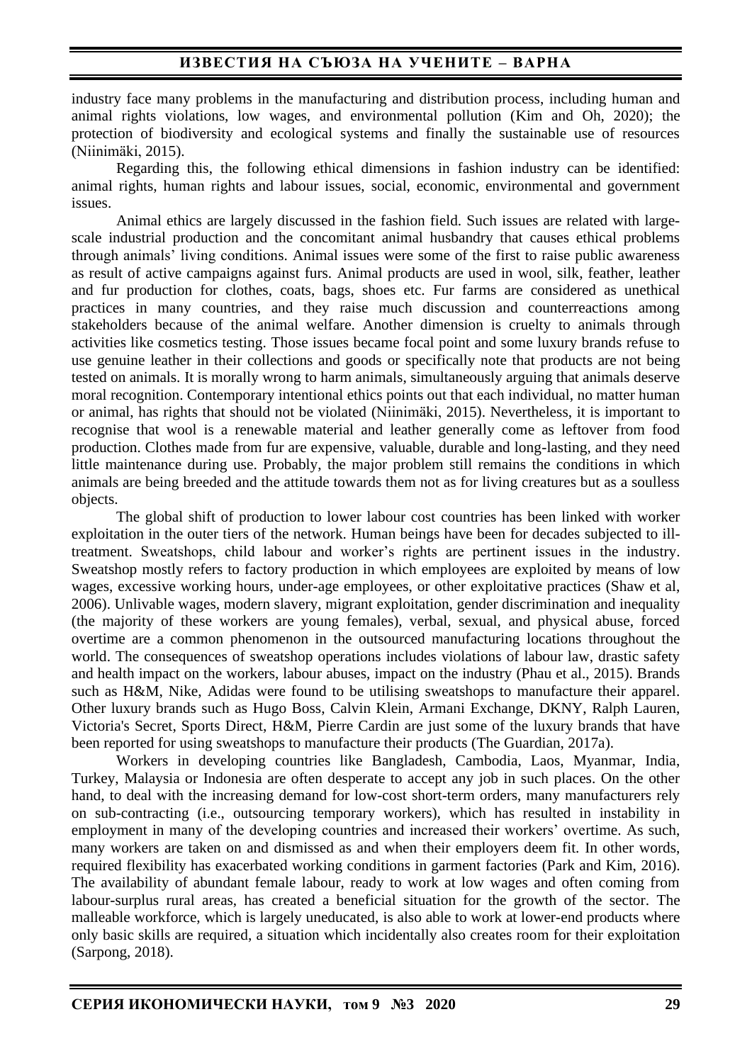industry face many problems in the manufacturing and distribution process, including human and animal rights violations, low wages, and environmental pollution (Kim and Oh, 2020); the protection of biodiversity and ecological systems and finally the sustainable use of resources (Niinimäki, 2015).

Regarding this, the following ethical dimensions in fashion industry can be identified: animal rights, human rights and labour issues, social, economic, environmental and government issues.

Animal ethics are largely discussed in the fashion field. Such issues are related with large-scale industrial production and the concomitant animal husbandry that causes ethical problems through animals' living conditions. Animal issues were some of the first to raise public awareness as result of active campaigns against furs. Animal products are used in wool, silk, feather, leather and fur production for clothes, coats, bags, shoes etc. Fur farms are considered as unethical practices in many countries, and they raise much discussion and counterreactions among stakeholders because of the animal welfare. Another dimension is cruelty to animals through activities like cosmetics testing. Those issues became focal point and some luxury brands refuse to use genuine leather in their collections and goods or specifically note that products are not being tested on animals. It is morally wrong to harm animals, simultaneously arguing that animals deserve moral recognition. Contemporary intentional ethics points out that each individual, no matter human or animal, has rights that should not be violated (Niinimäki, 2015). Nevertheless, it is important to recognise that wool is a renewable material and leather generally come as leftover from food production. Clothes made from fur are expensive, valuable, durable and long-lasting, and they need little maintenance during use. Probably, the major problem still remains the conditions in which animals are being breeded and the attitude towards them not as for living creatures but as a soulless objects.

The global shift of production to lower labour cost countries has been linked with worker exploitation in the outer tiers of the network. Human beings have been for decades subjected to ill-treatment. Sweatshops, child labour and worker's rights are pertinent issues in the industry. Sweatshop mostly refers to factory production in which employees are exploited by means of low wages, excessive working hours, under-age employees, or other exploitative practices (Shaw et al, 2006). Unlivable wages, modern slavery, migrant exploitation, gender discrimination and inequality (the majority of these workers are young females), verbal, sexual, and physical abuse, forced overtime are a common phenomenon in the outsourced manufacturing locations throughout the world. The consequences of sweatshop operations includes violations of labour law, drastic safety and health impact on the workers, labour abuses, impact on the industry (Phau et al., 2015). Brands such as H&M, Nike, Adidas were found to be utilising sweatshops to manufacture their apparel. Other luxury brands such as Hugo Boss, Calvin Klein, Armani Exchange, DKNY, Ralph Lauren, Victoria's Secret, Sports Direct, H&M, Pierre Cardin are just some of the luxury brands that have been reported for using sweatshops to manufacture their products (The Guardian, 2017a).

Workers in developing countries like Bangladesh, Cambodia, Laos, Myanmar, India, Turkey, Malaysia or Indonesia are often desperate to accept any job in such places. On the other hand, to deal with the increasing demand for low-cost short-term orders, many manufacturers rely on sub-contracting (i.e., outsourcing temporary workers), which has resulted in instability in employment in many of the developing countries and increased their workers' overtime. As such, many workers are taken on and dismissed as and when their employers deem fit. In other words, required flexibility has exacerbated working conditions in garment factories (Park and Kim, 2016). The availability of abundant female labour, ready to work at low wages and often coming from labour-surplus rural areas, has created a beneficial situation for the growth of the sector. The malleable workforce, which is largely uneducated, is also able to work at lower-end products where only basic skills are required, a situation which incidentally also creates room for their exploitation (Sarpong, 2018).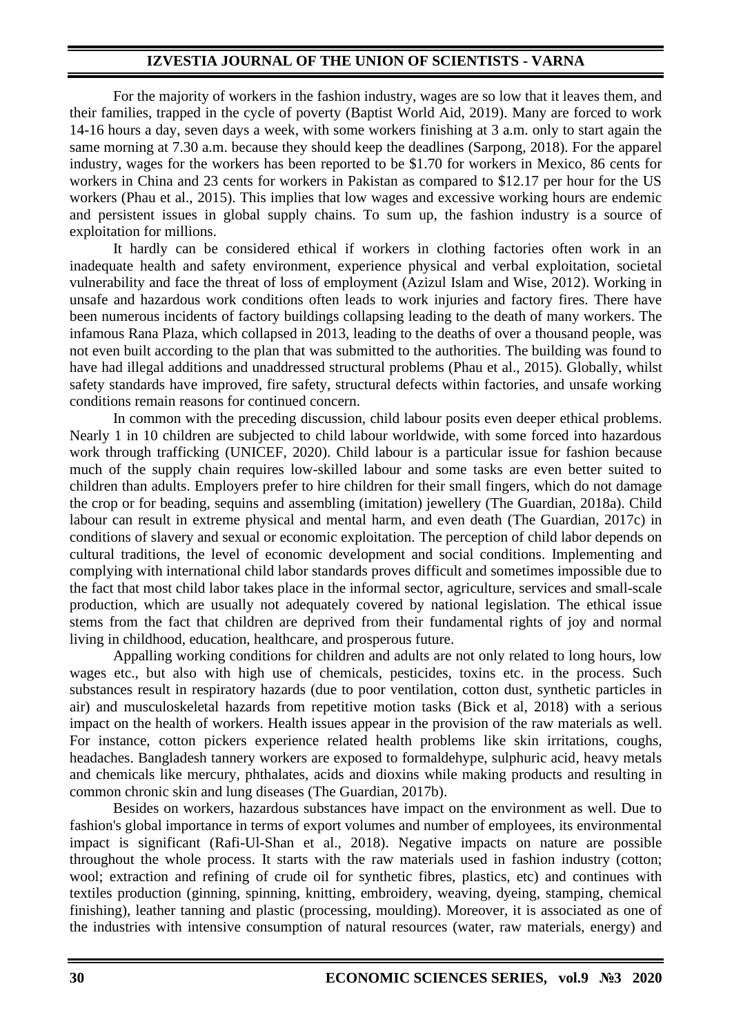For the majority of workers in the fashion industry, wages are so low that it leaves them, and their families, trapped in the cycle of poverty (Baptist World Aid, 2019). Many are forced to work 14-16 hours a day, seven days a week, with some workers finishing at 3 a.m. only to start again the same morning at 7.30 a.m. because they should keep the deadlines (Sarpong, 2018). For the apparel industry, wages for the workers has been reported to be $1.70 for workers in Mexico, 86 cents for workers in China and 23 cents for workers in Pakistan as compared to $12.17 per hour for the US workers (Phau et al., 2015). This implies that low wages and excessive working hours are endemic and persistent issues in global supply chains. To sum up, the fashion industry is a source of exploitation for millions.

It hardly can be considered ethical if workers in clothing factories often work in an inadequate health and safety environment, experience physical and verbal exploitation, societal vulnerability and face the threat of loss of employment (Azizul Islam and Wise, 2012). Working in unsafe and hazardous work conditions often leads to work injuries and factory fires. There have been numerous incidents of factory buildings collapsing leading to the death of many workers. The infamous Rana Plaza, which collapsed in 2013, leading to the deaths of over a thousand people, was not even built according to the plan that was submitted to the authorities. The building was found to have had illegal additions and unaddressed structural problems (Phau et al., 2015). Globally, whilst safety standards have improved, fire safety, structural defects within factories, and unsafe working conditions remain reasons for continued concern.

In common with the preceding discussion, child labour posits even deeper ethical problems. Nearly 1 in 10 children are subjected to child labour worldwide, with some forced into hazardous work through trafficking (UNICEF, 2020). Child labour is a particular issue for fashion because much of the supply chain requires low-skilled labour and some tasks are even better suited to children than adults. Employers prefer to hire children for their small fingers, which do not damage the crop or for beading, sequins and assembling (imitation) jewellery (The Guardian, 2018a). Child labour can result in extreme physical and mental harm, and even death (The Guardian, 2017c) in conditions of slavery and sexual or economic exploitation. The perception of child labor depends on cultural traditions, the level of economic development and social conditions. Implementing and complying with international child labor standards proves difficult and sometimes impossible due to the fact that most child labor takes place in the informal sector, agriculture, services and small-scale production, which are usually not adequately covered by national legislation. The ethical issue stems from the fact that children are deprived from their fundamental rights of joy and normal living in childhood, education, healthcare, and prosperous future.

Appalling working conditions for children and adults are not only related to long hours, low wages etc., but also with high use of chemicals, pesticides, toxins etc. in the process. Such substances result in respiratory hazards (due to poor ventilation, cotton dust, synthetic particles in air) and musculoskeletal hazards from repetitive motion tasks (Bick et al, 2018) with a serious impact on the health of workers. Health issues appear in the provision of the raw materials as well. For instance, cotton pickers experience related health problems like skin irritations, coughs, headaches. Bangladesh tannery workers are exposed to formaldehype, sulphuric acid, heavy metals and chemicals like mercury, phthalates, acids and dioxins while making products and resulting in common chronic skin and lung diseases (The Guardian, 2017b).

Besides on workers, hazardous substances have impact on the environment as well. Due to fashion's global importance in terms of export volumes and number of employees, its environmental impact is significant (Rafi-Ul-Shan et al., 2018). Negative impacts on nature are possible throughout the whole process. It starts with the raw materials used in fashion industry (cotton; wool; extraction and refining of crude oil for synthetic fibres, plastics, etc) and continues with textiles production (ginning, spinning, knitting, embroidery, weaving, dyeing, stamping, chemical finishing), leather tanning and plastic (processing, moulding). Moreover, it is associated as one of the industries with intensive consumption of natural resources (water, raw materials, energy) and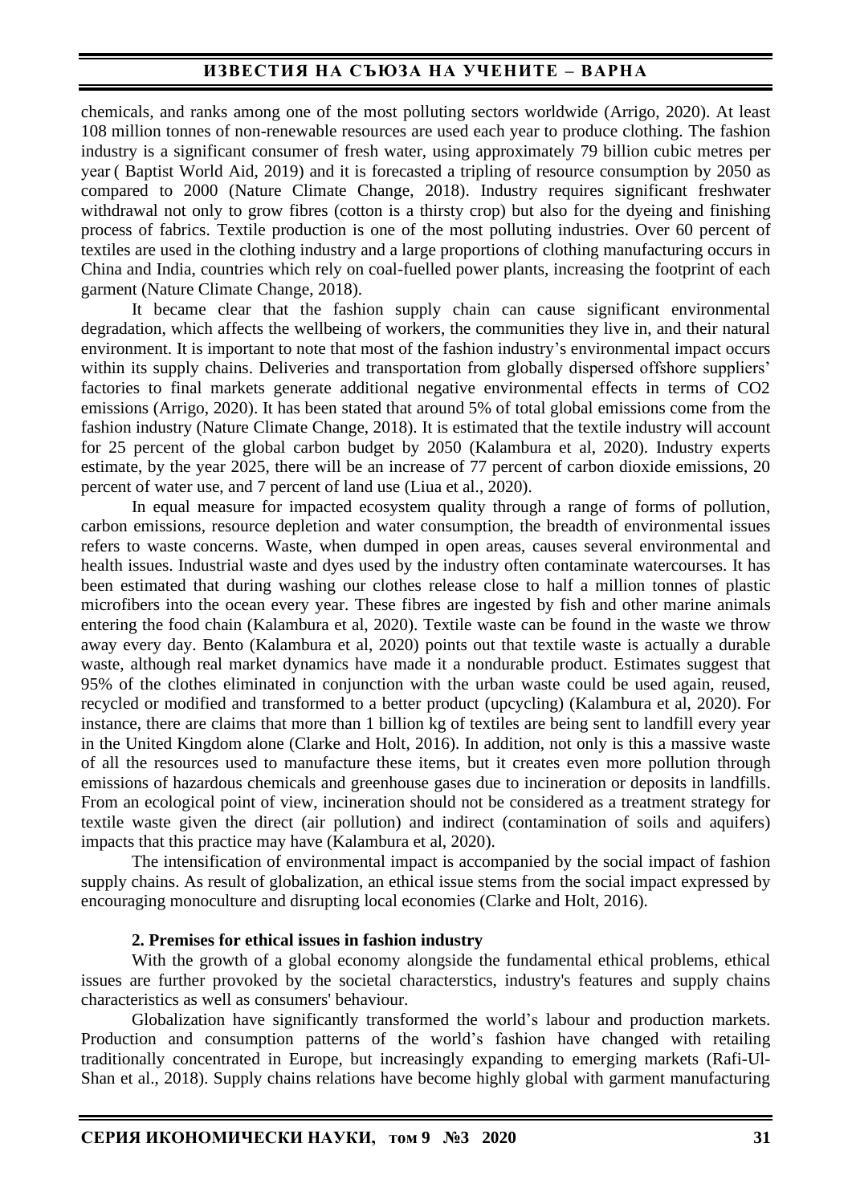chemicals, and ranks among one of the most polluting sectors worldwide (Arrigo, 2020). At least 108 million tonnes of non-renewable resources are used each year to produce clothing. The fashion industry is a significant consumer of fresh water, using approximately 79 billion cubic metres per year ( Baptist World Aid, 2019) and it is forecasted a tripling of resource consumption by 2050 as compared to 2000 (Nature Climate Change, 2018). Industry requires significant freshwater withdrawal not only to grow fibres (cotton is a thirsty crop) but also for the dyeing and finishing process of fabrics. Textile production is one of the most polluting industries. Over 60 percent of textiles are used in the clothing industry and a large proportions of clothing manufacturing occurs in China and India, countries which rely on coal-fuelled power plants, increasing the footprint of each garment (Nature Climate Change, 2018).

It became clear that the fashion supply chain can cause significant environmental degradation, which affects the wellbeing of workers, the communities they live in, and their natural environment. It is important to note that most of the fashion industry's environmental impact occurs within its supply chains. Deliveries and transportation from globally dispersed offshore suppliers' factories to final markets generate additional negative environmental effects in terms of $CO_2$ emissions (Arrigo, 2020). It has been stated that around 5% of total global emissions come from the fashion industry (Nature Climate Change, 2018). It is estimated that the textile industry will account for 25 percent of the global carbon budget by 2050 (Kalambura et al, 2020). Industry experts estimate, by the year 2025, there will be an increase of 77 percent of carbon dioxide emissions, 20 percent of water use, and 7 percent of land use (Liua et al., 2020).

In equal measure for impacted ecosystem quality through a range of forms of pollution, carbon emissions, resource depletion and water consumption, the breadth of environmental issues refers to waste concerns. Waste, when dumped in open areas, causes several environmental and health issues. Industrial waste and dyes used by the industry often contaminate watercourses. It has been estimated that during washing our clothes release close to half a million tonnes of plastic microfibers into the ocean every year. These fibres are ingested by fish and other marine animals entering the food chain (Kalambura et al, 2020). Textile waste can be found in the waste we throw away every day. Bento (Kalambura et al, 2020) points out that textile waste is actually a durable waste, although real market dynamics have made it a nondurable product. Estimates suggest that 95% of the clothes eliminated in conjunction with the urban waste could be used again, reused, recycled or modified and transformed to a better product (upcycling) (Kalambura et al, 2020). For instance, there are claims that more than 1 billion kg of textiles are being sent to landfill every year in the United Kingdom alone (Clarke and Holt, 2016). In addition, not only is this a massive waste of all the resources used to manufacture these items, but it creates even more pollution through emissions of hazardous chemicals and greenhouse gases due to incineration or deposits in landfills. From an ecological point of view, incineration should not be considered as a treatment strategy for textile waste given the direct (air pollution) and indirect (contamination of soils and aquifers) impacts that this practice may have (Kalambura et al, 2020).

The intensification of environmental impact is accompanied by the social impact of fashion supply chains. As result of globalization, an ethical issue stems from the social impact expressed by encouraging monoculture and disrupting local economies (Clarke and Holt, 2016).

## 2. Premises for ethical issues in fashion industry

With the growth of a global economy alongside the fundamental ethical problems, ethical issues are further provoked by the societal characterstics, industry's features and supply chains characteristics as well as consumers' behaviour.

Globalization have significantly transformed the world's labour and production markets. Production and consumption patterns of the world's fashion have changed with retailing traditionally concentrated in Europe, but increasingly expanding to emerging markets (Rafi-Ul-Shan et al., 2018). Supply chains relations have become highly global with garment manufacturing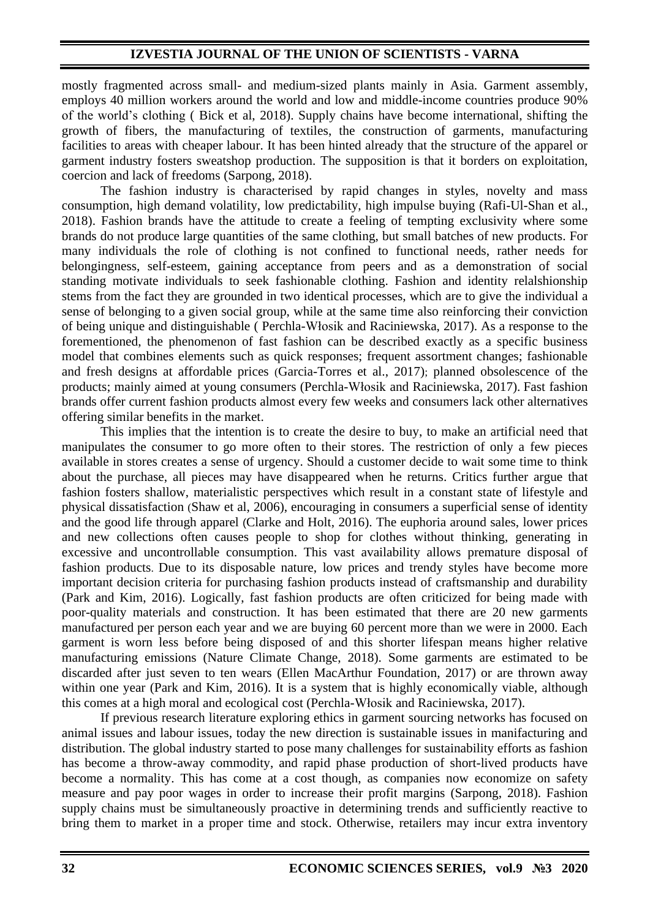mostly fragmented across small- and medium-sized plants mainly in Asia. Garment assembly, employs 40 million workers around the world and low and middle-income countries produce 90% of the world's clothing ( Bick et al, 2018). Supply chains have become international, shifting the growth of fibers, the manufacturing of textiles, the construction of garments, manufacturing facilities to areas with cheaper labour. It has been hinted already that the structure of the apparel or garment industry fosters sweatshop production. The supposition is that it borders on exploitation, coercion and lack of freedoms (Sarpong, 2018).

The fashion industry is characterised by rapid changes in styles, novelty and mass consumption, high demand volatility, low predictability, high impulse buying (Rafi-Ul-Shan et al., 2018). Fashion brands have the attitude to create a feeling of tempting exclusivity where some brands do not produce large quantities of the same clothing, but small batches of new products. For many individuals the role of clothing is not confined to functional needs, rather needs for belongingness, self-esteem, gaining acceptance from peers and as a demonstration of social standing motivate individuals to seek fashionable clothing. Fashion and identity relalshionship stems from the fact they are grounded in two identical processes, which are to give the individual a sense of belonging to a given social group, while at the same time also reinforcing their conviction of being unique and distinguishable ( Perchla-Włosik and Raciniewska, 2017). As a response to the forementioned, the phenomenon of fast fashion can be described exactly as a specific business model that combines elements such as quick responses; frequent assortment changes; fashionable and fresh designs at affordable prices (Garcia-Torres et al., 2017); planned obsolescence of the products; mainly aimed at young consumers (Perchla-Włosik and Raciniewska, 2017). Fast fashion brands offer current fashion products almost every few weeks and consumers lack other alternatives offering similar benefits in the market.

This implies that the intention is to create the desire to buy, to make an artificial need that manipulates the consumer to go more often to their stores. The restriction of only a few pieces available in stores creates a sense of urgency. Should a customer decide to wait some time to think about the purchase, all pieces may have disappeared when he returns. Critics further argue that fashion fosters shallow, materialistic perspectives which result in a constant state of lifestyle and physical dissatisfaction (Shaw et al, 2006), encouraging in consumers a superficial sense of identity and the good life through apparel (Clarke and Holt, 2016). The euphoria around sales, lower prices and new collections often causes people to shop for clothes without thinking, generating in excessive and uncontrollable consumption. This vast availability allows premature disposal of fashion products. Due to its disposable nature, low prices and trendy styles have become more important decision criteria for purchasing fashion products instead of craftsmanship and durability (Park and Kim, 2016). Logically, fast fashion products are often criticized for being made with poor-quality materials and construction. It has been estimated that there are 20 new garments manufactured per person each year and we are buying 60 percent more than we were in 2000. Each garment is worn less before being disposed of and this shorter lifespan means higher relative manufacturing emissions (Nature Climate Change, 2018). Some garments are estimated to be discarded after just seven to ten wears (Ellen MacArthur Foundation, 2017) or are thrown away within one year (Park and Kim, 2016). It is a system that is highly economically viable, although this comes at a high moral and ecological cost (Perchla-Włosik and Raciniewska, 2017).

If previous research literature exploring ethics in garment sourcing networks has focused on animal issues and labour issues, today the new direction is sustainable issues in manifacturing and distribution. The global industry started to pose many challenges for sustainability efforts as fashion has become a throw-away commodity, and rapid phase production of short-lived products have become a normality. This has come at a cost though, as companies now economize on safety measure and pay poor wages in order to increase their profit margins (Sarpong, 2018). Fashion supply chains must be simultaneously proactive in determining trends and sufficiently reactive to bring them to market in a proper time and stock. Otherwise, retailers may incur extra inventory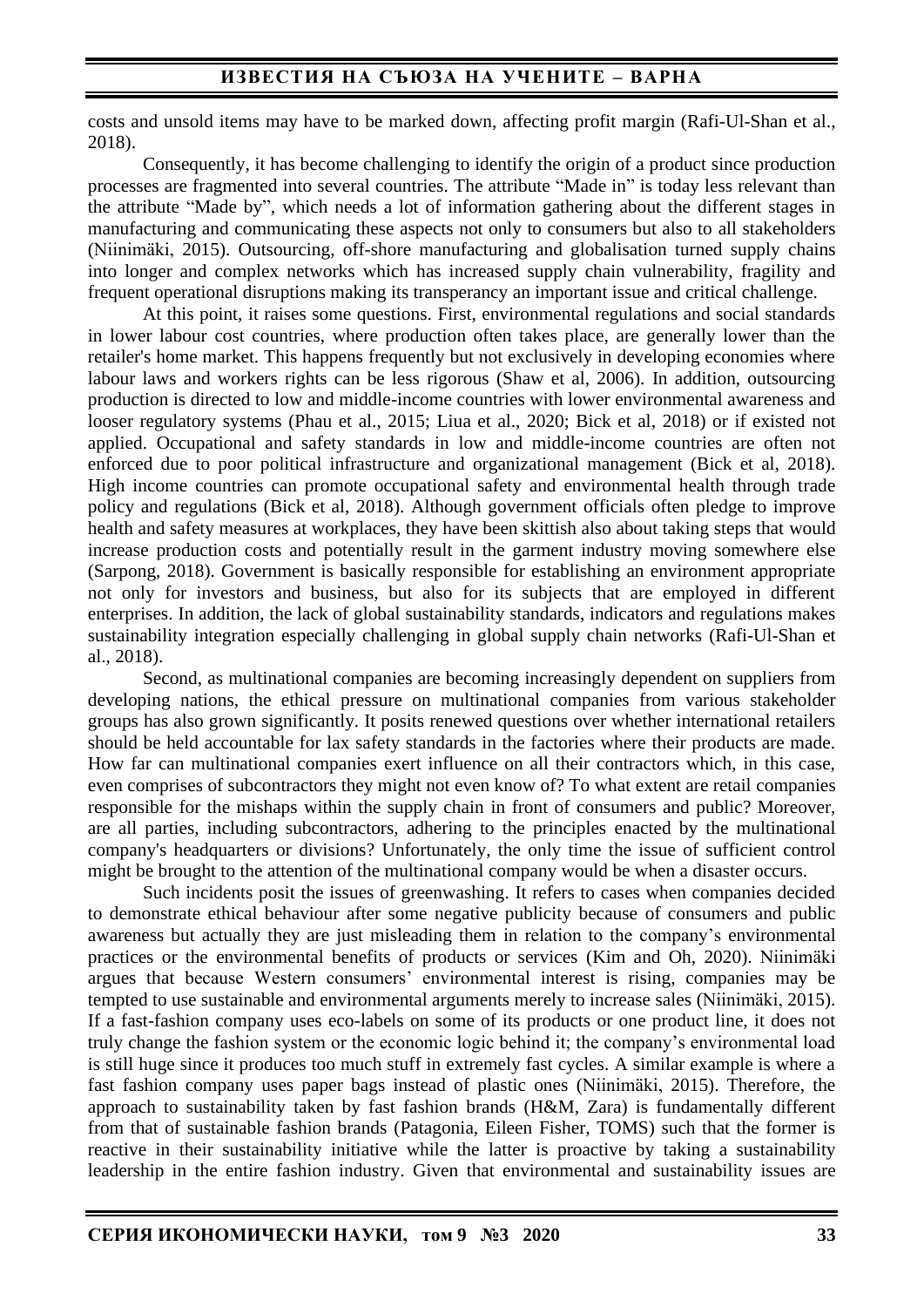costs and unsold items may have to be marked down, affecting profit margin (Rafi-Ul-Shan et al., 2018).

Consequently, it has become challenging to identify the origin of a product since production processes are fragmented into several countries. The attribute "Made in" is today less relevant than the attribute "Made by", which needs a lot of information gathering about the different stages in manufacturing and communicating these aspects not only to consumers but also to all stakeholders (Niinimäki, 2015). Outsourcing, off-shore manufacturing and globalisation turned supply chains into longer and complex networks which has increased supply chain vulnerability, fragility and frequent operational disruptions making its transperancy an important issue and critical challenge.

At this point, it raises some questions. First, environmental regulations and social standards in lower labour cost countries, where production often takes place, are generally lower than the retailer's home market. This happens frequently but not exclusively in developing economies where labour laws and workers rights can be less rigorous (Shaw et al, 2006). In addition, outsourcing production is directed to low and middle-income countries with lower environmental awareness and looser regulatory systems (Phau et al., 2015; Liua et al., 2020; Bick et al, 2018) or if existed not applied. Occupational and safety standards in low and middle-income countries are often not enforced due to poor political infrastructure and organizational management (Bick et al, 2018). High income countries can promote occupational safety and environmental health through trade policy and regulations (Bick et al, 2018). Although government officials often pledge to improve health and safety measures at workplaces, they have been skittish also about taking steps that would increase production costs and potentially result in the garment industry moving somewhere else (Sarpong, 2018). Government is basically responsible for establishing an environment appropriate not only for investors and business, but also for its subjects that are employed in different enterprises. In addition, the lack of global sustainability standards, indicators and regulations makes sustainability integration especially challenging in global supply chain networks (Rafi-Ul-Shan et al., 2018).

Second, as multinational companies are becoming increasingly dependent on suppliers from developing nations, the ethical pressure on multinational companies from various stakeholder groups has also grown significantly. It posits renewed questions over whether international retailers should be held accountable for lax safety standards in the factories where their products are made. How far can multinational companies exert influence on all their contractors which, in this case, even comprises of subcontractors they might not even know of? To what extent are retail companies responsible for the mishaps within the supply chain in front of consumers and public? Moreover, are all parties, including subcontractors, adhering to the principles enacted by the multinational company's headquarters or divisions? Unfortunately, the only time the issue of sufficient control might be brought to the attention of the multinational company would be when a disaster occurs.

Such incidents posit the issues of greenwashing. It refers to cases when companies decided to demonstrate ethical behaviour after some negative publicity because of consumers and public awareness but actually they are just misleading them in relation to the company's environmental practices or the environmental benefits of products or services (Kim and Oh, 2020). Niinimäki argues that because Western consumers' environmental interest is rising, companies may be tempted to use sustainable and environmental arguments merely to increase sales (Niinimäki, 2015). If a fast-fashion company uses eco-labels on some of its products or one product line, it does not truly change the fashion system or the economic logic behind it; the company's environmental load is still huge since it produces too much stuff in extremely fast cycles. A similar example is where a fast fashion company uses paper bags instead of plastic ones (Niinimäki, 2015). Therefore, the approach to sustainability taken by fast fashion brands (H&M, Zara) is fundamentally different from that of sustainable fashion brands (Patagonia, Eileen Fisher, TOMS) such that the former is reactive in their sustainability initiative while the latter is proactive by taking a sustainability leadership in the entire fashion industry. Given that environmental and sustainability issues are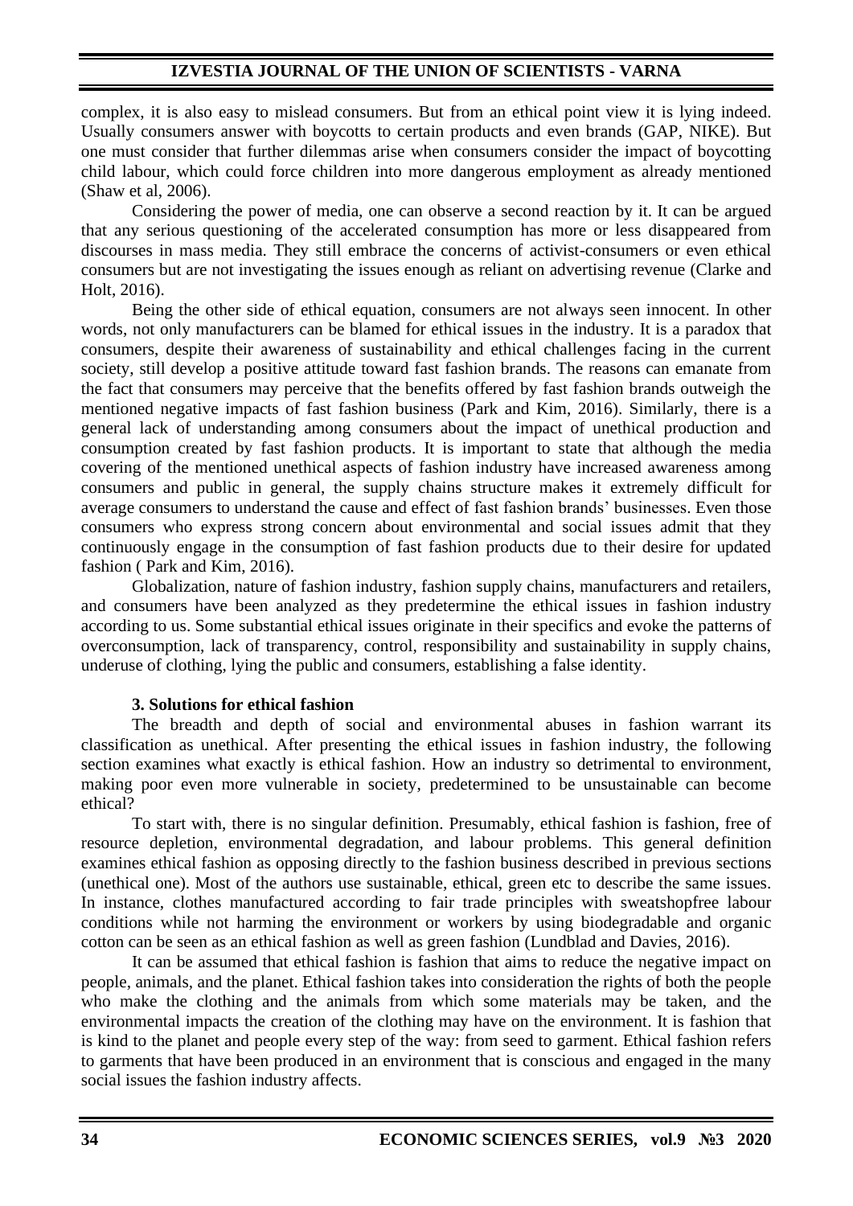complex, it is also easy to mislead consumers. But from an ethical point view it is lying indeed. Usually consumers answer with boycotts to certain products and even brands (GAP, NIKE). But one must consider that further dilemmas arise when consumers consider the impact of boycotting child labour, which could force children into more dangerous employment as already mentioned (Shaw et al, 2006).

Considering the power of media, one can observe a second reaction by it. It can be argued that any serious questioning of the accelerated consumption has more or less disappeared from discourses in mass media. They still embrace the concerns of activist-consumers or even ethical consumers but are not investigating the issues enough as reliant on advertising revenue (Clarke and Holt, 2016).

Being the other side of ethical equation, consumers are not always seen innocent. In other words, not only manufacturers can be blamed for ethical issues in the industry. It is a paradox that consumers, despite their awareness of sustainability and ethical challenges facing in the current society, still develop a positive attitude toward fast fashion brands. The reasons can emanate from the fact that consumers may perceive that the benefits offered by fast fashion brands outweigh the mentioned negative impacts of fast fashion business (Park and Kim, 2016). Similarly, there is a general lack of understanding among consumers about the impact of unethical production and consumption created by fast fashion products. It is important to state that although the media covering of the mentioned unethical aspects of fashion industry have increased awareness among consumers and public in general, the supply chains structure makes it extremely difficult for average consumers to understand the cause and effect of fast fashion brands' businesses. Even those consumers who express strong concern about environmental and social issues admit that they continuously engage in the consumption of fast fashion products due to their desire for updated fashion ( Park and Kim, 2016).

Globalization, nature of fashion industry, fashion supply chains, manufacturers and retailers, and consumers have been analyzed as they predetermine the ethical issues in fashion industry according to us. Some substantial ethical issues originate in their specifics and evoke the patterns of overconsumption, lack of transparency, control, responsibility and sustainability in supply chains, underuse of clothing, lying the public and consumers, establishing a false identity.

### 3. Solutions for ethical fashion

The breadth and depth of social and environmental abuses in fashion warrant its classification as unethical. After presenting the ethical issues in fashion industry, the following section examines what exactly is ethical fashion. How an industry so detrimental to environment, making poor even more vulnerable in society, predetermined to be unsustainable can become ethical?

To start with, there is no singular definition. Presumably, ethical fashion is fashion, free of resource depletion, environmental degradation, and labour problems. This general definition examines ethical fashion as opposing directly to the fashion business described in previous sections (unethical one). Most of the authors use sustainable, ethical, green etc to describe the same issues. In instance, clothes manufactured according to fair trade principles with sweatshopfree labour conditions while not harming the environment or workers by using biodegradable and organic cotton can be seen as an ethical fashion as well as green fashion (Lundblad and Davies, 2016).

It can be assumed that ethical fashion is fashion that aims to reduce the negative impact on people, animals, and the planet. Ethical fashion takes into consideration the rights of both the people who make the clothing and the animals from which some materials may be taken, and the environmental impacts the creation of the clothing may have on the environment. It is fashion that is kind to the planet and people every step of the way: from seed to garment. Ethical fashion refers to garments that have been produced in an environment that is conscious and engaged in the many social issues the fashion industry affects.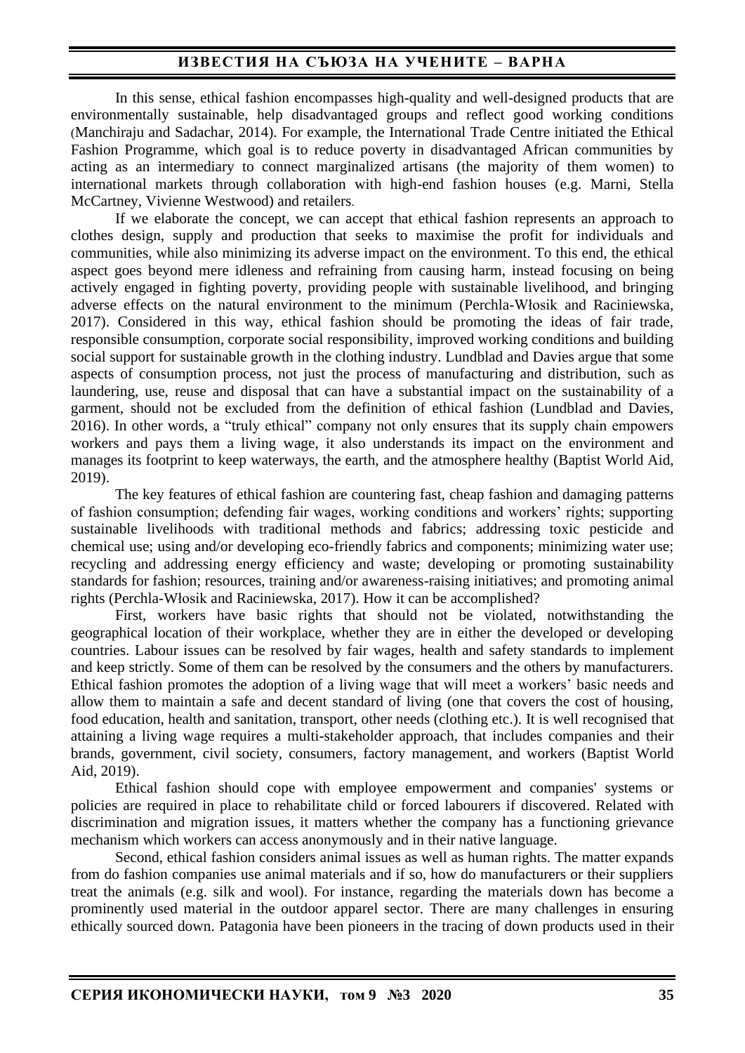In this sense, ethical fashion encompasses high-quality and well-designed products that are environmentally sustainable, help disadvantaged groups and reflect good working conditions (Manchiraju and Sadachar, 2014). For example, the International Trade Centre initiated the Ethical Fashion Programme, which goal is to reduce poverty in disadvantaged African communities by acting as an intermediary to connect marginalized artisans (the majority of them women) to international markets through collaboration with high-end fashion houses (e.g. Marni, Stella McCartney, Vivienne Westwood) and retailers.

If we elaborate the concept, we can accept that ethical fashion represents an approach to clothes design, supply and production that seeks to maximise the profit for individuals and communities, while also minimizing its adverse impact on the environment. To this end, the ethical aspect goes beyond mere idleness and refraining from causing harm, instead focusing on being actively engaged in fighting poverty, providing people with sustainable livelihood, and bringing adverse effects on the natural environment to the minimum (Perchla-Włosik and Raciniewska, 2017). Considered in this way, ethical fashion should be promoting the ideas of fair trade, responsible consumption, corporate social responsibility, improved working conditions and building social support for sustainable growth in the clothing industry. Lundblad and Davies argue that some aspects of consumption process, not just the process of manufacturing and distribution, such as laundering, use, reuse and disposal that can have a substantial impact on the sustainability of a garment, should not be excluded from the definition of ethical fashion (Lundblad and Davies, 2016). In other words, a "truly ethical" company not only ensures that its supply chain empowers workers and pays them a living wage, it also understands its impact on the environment and manages its footprint to keep waterways, the earth, and the atmosphere healthy (Baptist World Aid, 2019).

The key features of ethical fashion are countering fast, cheap fashion and damaging patterns of fashion consumption; defending fair wages, working conditions and workers' rights; supporting sustainable livelihoods with traditional methods and fabrics; addressing toxic pesticide and chemical use; using and/or developing eco-friendly fabrics and components; minimizing water use; recycling and addressing energy efficiency and waste; developing or promoting sustainability standards for fashion; resources, training and/or awareness-raising initiatives; and promoting animal rights (Perchla-Włosik and Raciniewska, 2017). How it can be accomplished?

First, workers have basic rights that should not be violated, notwithstanding the geographical location of their workplace, whether they are in either the developed or developing countries. Labour issues can be resolved by fair wages, health and safety standards to implement and keep strictly. Some of them can be resolved by the consumers and the others by manufacturers. Ethical fashion promotes the adoption of a living wage that will meet a workers' basic needs and allow them to maintain a safe and decent standard of living (one that covers the cost of housing, food education, health and sanitation, transport, other needs (clothing etc.). It is well recognised that attaining a living wage requires a multi-stakeholder approach, that includes companies and their brands, government, civil society, consumers, factory management, and workers (Baptist World Aid, 2019).

Ethical fashion should cope with employee empowerment and companies' systems or policies are required in place to rehabilitate child or forced labourers if discovered. Related with discrimination and migration issues, it matters whether the company has a functioning grievance mechanism which workers can access anonymously and in their native language.

Second, ethical fashion considers animal issues as well as human rights. The matter expands from do fashion companies use animal materials and if so, how do manufacturers or their suppliers treat the animals (e.g. silk and wool). For instance, regarding the materials down has become a prominently used material in the outdoor apparel sector. There are many challenges in ensuring ethically sourced down. Patagonia have been pioneers in the tracing of down products used in their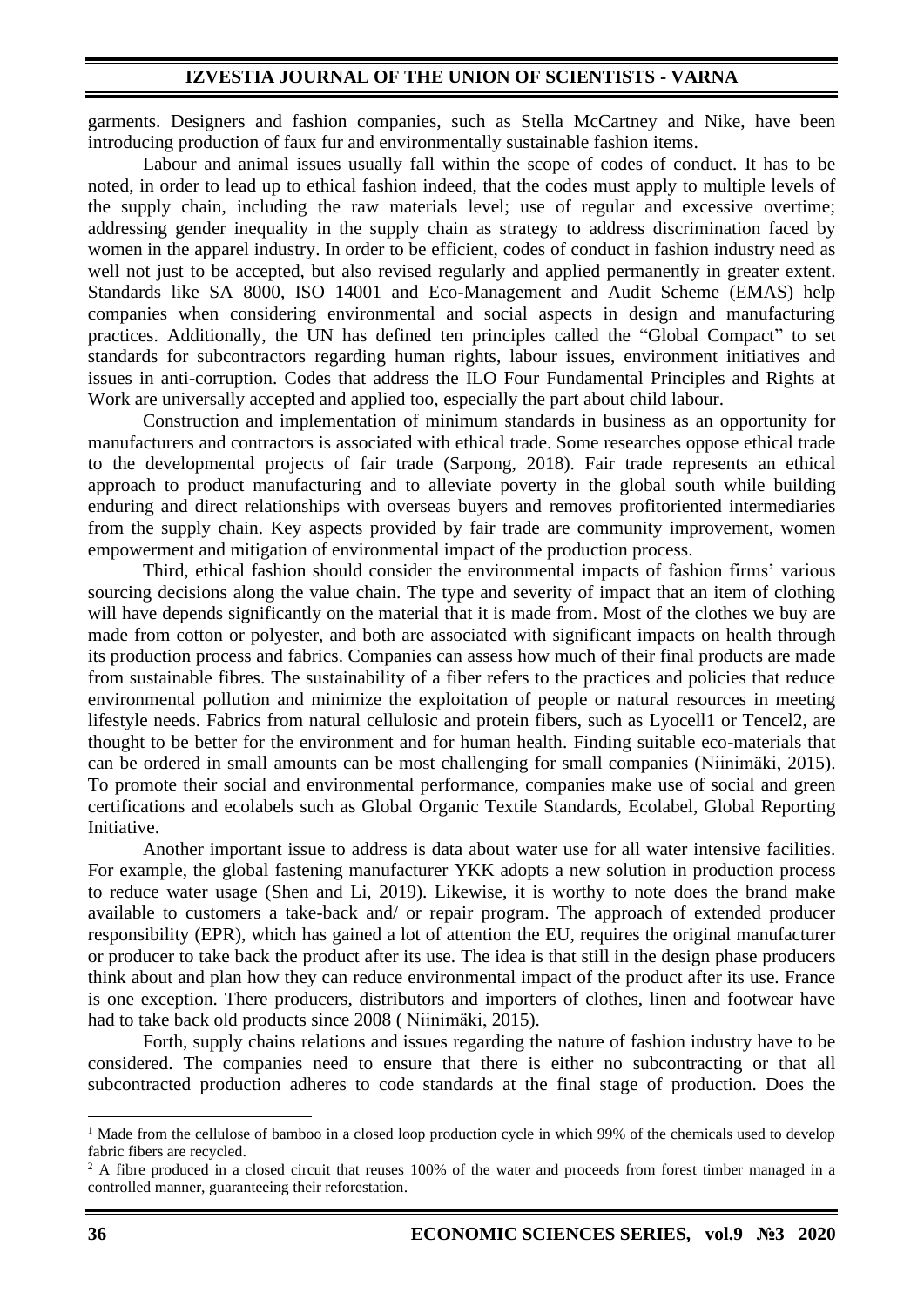garments. Designers and fashion companies, such as Stella McCartney and Nike, have been introducing production of faux fur and environmentally sustainable fashion items.

Labour and animal issues usually fall within the scope of codes of conduct. It has to be noted, in order to lead up to ethical fashion indeed, that the codes must apply to multiple levels of the supply chain, including the raw materials level; use of regular and excessive overtime; addressing gender inequality in the supply chain as strategy to address discrimination faced by women in the apparel industry. In order to be efficient, codes of conduct in fashion industry need as well not just to be accepted, but also revised regularly and applied permanently in greater extent. Standards like SA 8000, ISO 14001 and Eco-Management and Audit Scheme (EMAS) help companies when considering environmental and social aspects in design and manufacturing practices. Additionally, the UN has defined ten principles called the "Global Compact" to set standards for subcontractors regarding human rights, labour issues, environment initiatives and issues in anti-corruption. Codes that address the ILO Four Fundamental Principles and Rights at Work are universally accepted and applied too, especially the part about child labour.

Construction and implementation of minimum standards in business as an opportunity for manufacturers and contractors is associated with ethical trade. Some researches oppose ethical trade to the developmental projects of fair trade (Sarpong, 2018). Fair trade represents an ethical approach to product manufacturing and to alleviate poverty in the global south while building enduring and direct relationships with overseas buyers and removes profitoriented intermediaries from the supply chain. Key aspects provided by fair trade are community improvement, women empowerment and mitigation of environmental impact of the production process.

Third, ethical fashion should consider the environmental impacts of fashion firms' various sourcing decisions along the value chain. The type and severity of impact that an item of clothing will have depends significantly on the material that it is made from. Most of the clothes we buy are made from cotton or polyester, and both are associated with significant impacts on health through its production process and fabrics. Companies can assess how much of their final products are made from sustainable fibres. The sustainability of a fiber refers to the practices and policies that reduce environmental pollution and minimize the exploitation of people or natural resources in meeting lifestyle needs. Fabrics from natural cellulosic and protein fibers, such as Lyocell[1] or Tencel[2], are thought to be better for the environment and for human health. Finding suitable eco-materials that can be ordered in small amounts can be most challenging for small companies (Niinimäki, 2015). To promote their social and environmental performance, companies make use of social and green certifications and ecolabels such as Global Organic Textile Standards, Ecolabel, Global Reporting Initiative.

Another important issue to address is data about water use for all water intensive facilities. For example, the global fastening manufacturer YKK adopts a new solution in production process to reduce water usage (Shen and Li, 2019). Likewise, it is worthy to note does the brand make available to customers a take-back and/ or repair program. The approach of extended producer responsibility (EPR), which has gained a lot of attention the EU, requires the original manufacturer or producer to take back the product after its use. The idea is that still in the design phase producers think about and plan how they can reduce environmental impact of the product after its use. France is one exception. There producers, distributors and importers of clothes, linen and footwear have had to take back old products since 2008 ( Niinimäki, 2015).

Forth, supply chains relations and issues regarding the nature of fashion industry have to be considered. The companies need to ensure that there is either no subcontracting or that all subcontracted production adheres to code standards at the final stage of production. Does the

---

[1] Made from the cellulose of bamboo in a closed loop production cycle in which 99% of the chemicals used to develop fabric fibers are recycled.

[2] A fibre produced in a closed circuit that reuses 100% of the water and proceeds from forest timber managed in a controlled manner, guaranteeing their reforestation.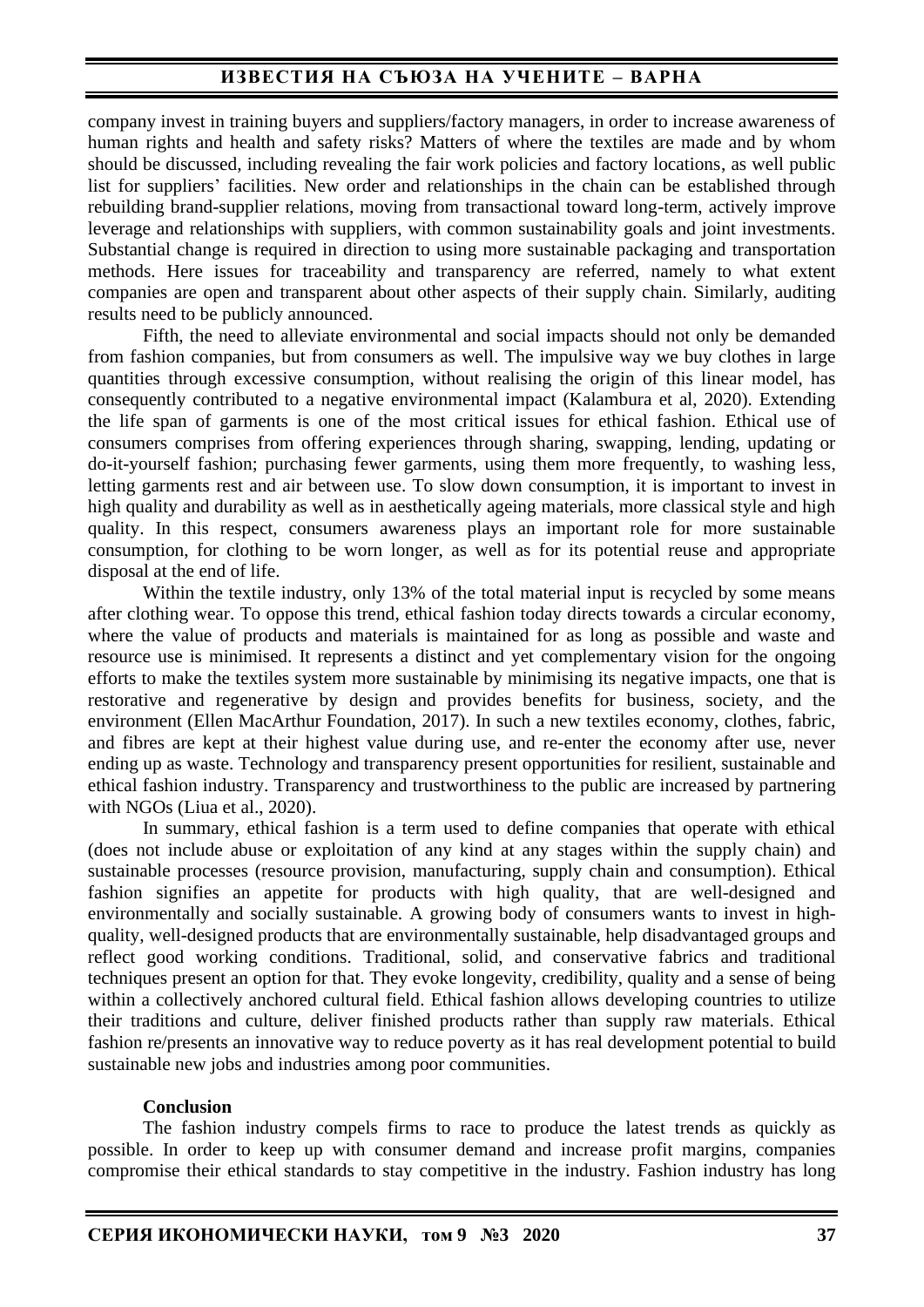company invest in training buyers and suppliers/factory managers, in order to increase awareness of human rights and health and safety risks? Matters of where the textiles are made and by whom should be discussed, including revealing the fair work policies and factory locations, as well public list for suppliers' facilities. New order and relationships in the chain can be established through rebuilding brand-supplier relations, moving from transactional toward long-term, actively improve leverage and relationships with suppliers, with common sustainability goals and joint investments. Substantial change is required in direction to using more sustainable packaging and transportation methods. Here issues for traceability and transparency are referred, namely to what extent companies are open and transparent about other aspects of their supply chain. Similarly, auditing results need to be publicly announced.

Fifth, the need to alleviate environmental and social impacts should not only be demanded from fashion companies, but from consumers as well. The impulsive way we buy clothes in large quantities through excessive consumption, without realising the origin of this linear model, has consequently contributed to a negative environmental impact (Kalambura et al, 2020). Extending the life span of garments is one of the most critical issues for ethical fashion. Ethical use of consumers comprises from offering experiences through sharing, swapping, lending, updating or do-it-yourself fashion; purchasing fewer garments, using them more frequently, to washing less, letting garments rest and air between use. To slow down consumption, it is important to invest in high quality and durability as well as in aesthetically ageing materials, more classical style and high quality. In this respect, consumers awareness plays an important role for more sustainable consumption, for clothing to be worn longer, as well as for its potential reuse and appropriate disposal at the end of life.

Within the textile industry, only 13% of the total material input is recycled by some means after clothing wear. To oppose this trend, ethical fashion today directs towards a circular economy, where the value of products and materials is maintained for as long as possible and waste and resource use is minimised. It represents a distinct and yet complementary vision for the ongoing efforts to make the textiles system more sustainable by minimising its negative impacts, one that is restorative and regenerative by design and provides benefits for business, society, and the environment (Ellen MacArthur Foundation, 2017). In such a new textiles economy, clothes, fabric, and fibres are kept at their highest value during use, and re-enter the economy after use, never ending up as waste. Technology and transparency present opportunities for resilient, sustainable and ethical fashion industry. Transparency and trustworthiness to the public are increased by partnering with NGOs (Liua et al., 2020).

In summary, ethical fashion is a term used to define companies that operate with ethical (does not include abuse or exploitation of any kind at any stages within the supply chain) and sustainable processes (resource provision, manufacturing, supply chain and consumption). Ethical fashion signifies an appetite for products with high quality, that are well-designed and environmentally and socially sustainable. A growing body of consumers wants to invest in high-quality, well-designed products that are environmentally sustainable, help disadvantaged groups and reflect good working conditions. Traditional, solid, and conservative fabrics and traditional techniques present an option for that. They evoke longevity, credibility, quality and a sense of being within a collectively anchored cultural field. Ethical fashion allows developing countries to utilize their traditions and culture, deliver finished products rather than supply raw materials. Ethical fashion re/presents an innovative way to reduce poverty as it has real development potential to build sustainable new jobs and industries among poor communities.

## Conclusion

The fashion industry compels firms to race to produce the latest trends as quickly as possible. In order to keep up with consumer demand and increase profit margins, companies compromise their ethical standards to stay competitive in the industry. Fashion industry has long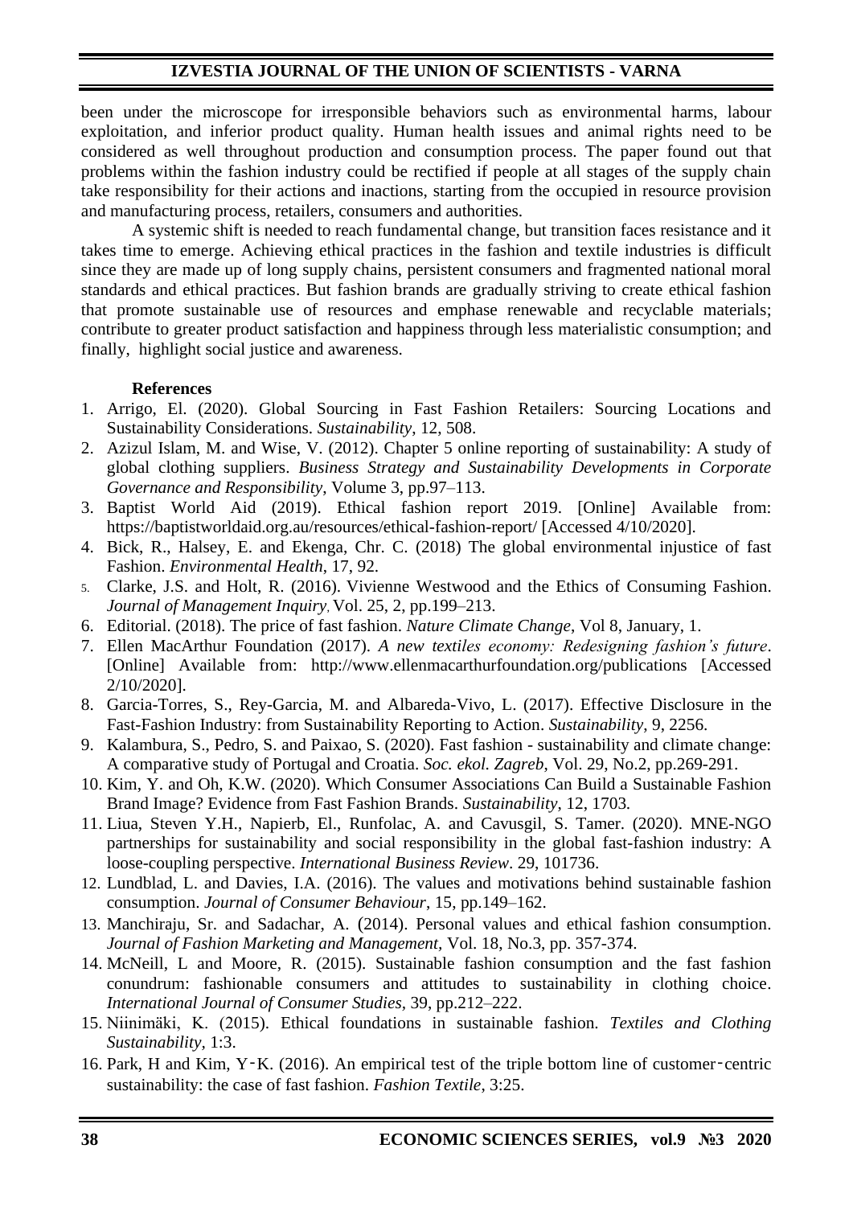been under the microscope for irresponsible behaviors such as environmental harms, labour exploitation, and inferior product quality. Human health issues and animal rights need to be considered as well throughout production and consumption process. The paper found out that problems within the fashion industry could be rectified if people at all stages of the supply chain take responsibility for their actions and inactions, starting from the occupied in resource provision and manufacturing process, retailers, consumers and authorities.

A systemic shift is needed to reach fundamental change, but transition faces resistance and it takes time to emerge. Achieving ethical practices in the fashion and textile industries is difficult since they are made up of long supply chains, persistent consumers and fragmented national moral standards and ethical practices. But fashion brands are gradually striving to create ethical fashion that promote sustainable use of resources and emphase renewable and recyclable materials; contribute to greater product satisfaction and happiness through less materialistic consumption; and finally, highlight social justice and awareness.

**References**

1. Arrigo, El. (2020). Global Sourcing in Fast Fashion Retailers: Sourcing Locations and Sustainability Considerations. *Sustainability*, 12, 508.
2. Azizul Islam, M. and Wise, V. (2012). Chapter 5 online reporting of sustainability: A study of global clothing suppliers. *Business Strategy and Sustainability Developments in Corporate Governance and Responsibility*, Volume 3, pp.97–113.
3. Baptist World Aid (2019). Ethical fashion report 2019. [Online] Available from: https://baptistworldaid.org.au/resources/ethical-fashion-report/ [Accessed 4/10/2020].
4. Bick, R., Halsey, E. and Ekenga, Chr. C. (2018) The global environmental injustice of fast Fashion. *Environmental Health*, 17, 92.
5. Clarke, J.S. and Holt, R. (2016). Vivienne Westwood and the Ethics of Consuming Fashion. *Journal of Management Inquiry*, Vol. 25, 2, pp.199–213.
6. Editorial. (2018). The price of fast fashion. *Nature Climate Change*, Vol 8, January, 1.
7. Ellen MacArthur Foundation (2017). *A new textiles economy: Redesigning fashion's future*. [Online] Available from: http://www.ellenmacarthurfoundation.org/publications [Accessed 2/10/2020].
8. Garcia-Torres, S., Rey-Garcia, M. and Albareda-Vivo, L. (2017). Effective Disclosure in the Fast-Fashion Industry: from Sustainability Reporting to Action. *Sustainability*, 9, 2256.
9. Kalambura, S., Pedro, S. and Paixao, S. (2020). Fast fashion - sustainability and climate change: A comparative study of Portugal and Croatia. *Soc. ekol. Zagreb*, Vol. 29, No.2, pp.269-291.
10. Kim, Y. and Oh, K.W. (2020). Which Consumer Associations Can Build a Sustainable Fashion Brand Image? Evidence from Fast Fashion Brands. *Sustainability*, 12, 1703.
11. Liua, Steven Y.H., Napierb, El., Runfolac, A. and Cavusgil, S. Tamer. (2020). MNE-NGO partnerships for sustainability and social responsibility in the global fast-fashion industry: A loose-coupling perspective. *International Business Review*. 29, 101736.
12. Lundblad, L. and Davies, I.A. (2016). The values and motivations behind sustainable fashion consumption. *Journal of Consumer Behaviour*, 15, pp.149–162.
13. Manchiraju, Sr. and Sadachar, A. (2014). Personal values and ethical fashion consumption. *Journal of Fashion Marketing and Management,* Vol. 18, No.3, pp. 357-374.
14. McNeill, L and Moore, R. (2015). Sustainable fashion consumption and the fast fashion conundrum: fashionable consumers and attitudes to sustainability in clothing choice. *International Journal of Consumer Studies*, 39, pp.212–222.
15. Niinimäki, K. (2015). Ethical foundations in sustainable fashion. *Textiles and Clothing Sustainability*, 1:3.
16. Park, H and Kim, Y‑K. (2016). An empirical test of the triple bottom line of customer‑centric sustainability: the case of fast fashion. *Fashion Textile*, 3:25.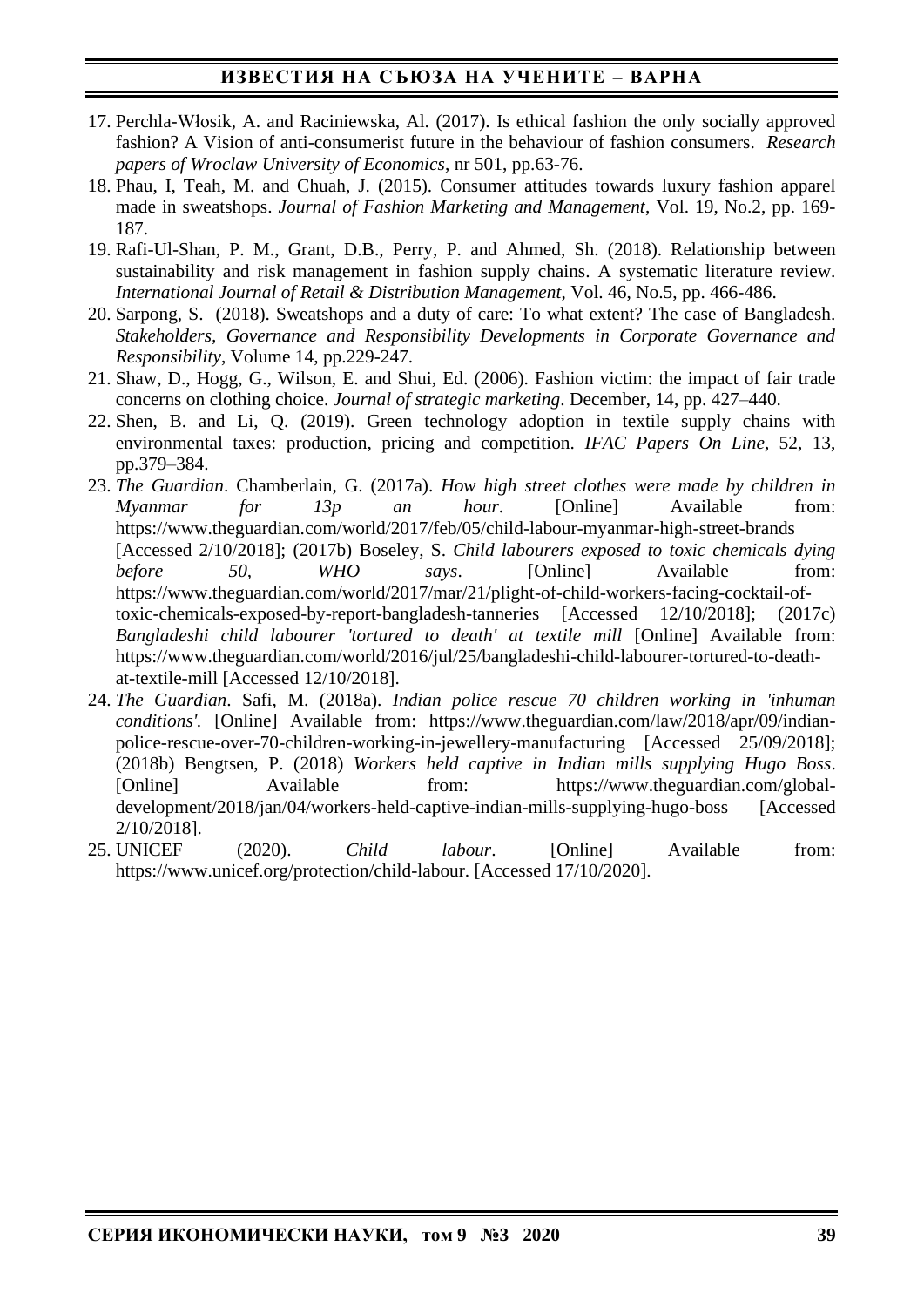17. Perchla-Włosik, A. and Raciniewska, Al. (2017). Is ethical fashion the only socially approved fashion? A Vision of anti-consumerist future in the behaviour of fashion consumers. *Research papers of Wroclaw University of Economics*, nr 501, pp.63-76.
18. Phau, I, Teah, M. and Chuah, J. (2015). Consumer attitudes towards luxury fashion apparel made in sweatshops. *Journal of Fashion Marketing and Management*, Vol. 19, No.2, pp. 169-187.
19. Rafi-Ul-Shan, P. M., Grant, D.B., Perry, P. and Ahmed, Sh. (2018). Relationship between sustainability and risk management in fashion supply chains. A systematic literature review. *International Journal of Retail & Distribution Management*, Vol. 46, No.5, pp. 466-486.
20. Sarpong, S. (2018). Sweatshops and a duty of care: To what extent? The case of Bangladesh. *Stakeholders, Governance and Responsibility Developments in Corporate Governance and Responsibility*, Volume 14, pp.229-247.
21. Shaw, D., Hogg, G., Wilson, E. and Shui, Ed. (2006). Fashion victim: the impact of fair trade concerns on clothing choice. *Journal of strategic marketing*. December, 14, pp. 427–440.
22. Shen, B. and Li, Q. (2019). Green technology adoption in textile supply chains with environmental taxes: production, pricing and competition. *IFAC Papers On Line*, 52, 13, pp.379–384.
23. *The Guardian*. Chamberlain, G. (2017a). *How high street clothes were made by children in Myanmar for 13p an hour*. [Online] Available from: https://www.theguardian.com/world/2017/feb/05/child-labour-myanmar-high-street-brands [Accessed 2/10/2018]; (2017b) Boseley, S. *Child labourers exposed to toxic chemicals dying before 50, WHO says*. [Online] Available from: https://www.theguardian.com/world/2017/mar/21/plight-of-child-workers-facing-cocktail-of-toxic-chemicals-exposed-by-report-bangladesh-tanneries [Accessed 12/10/2018]; (2017c) *Bangladeshi child labourer 'tortured to death' at textile mill* [Online] Available from: https://www.theguardian.com/world/2016/jul/25/bangladeshi-child-labourer-tortured-to-death-at-textile-mill [Accessed 12/10/2018].
24. *The Guardian*. Safi, M. (2018a). *Indian police rescue 70 children working in 'inhuman conditions'.* [Online] Available from: https://www.theguardian.com/law/2018/apr/09/indian-police-rescue-over-70-children-working-in-jewellery-manufacturing [Accessed 25/09/2018]; (2018b) Bengtsen, P. (2018) *Workers held captive in Indian mills supplying Hugo Boss*. [Online] Available from: https://www.theguardian.com/global-development/2018/jan/04/workers-held-captive-indian-mills-supplying-hugo-boss [Accessed 2/10/2018].
25. UNICEF (2020). *Child labour*. [Online] Available from: https://www.unicef.org/protection/child-labour. [Accessed 17/10/2020].